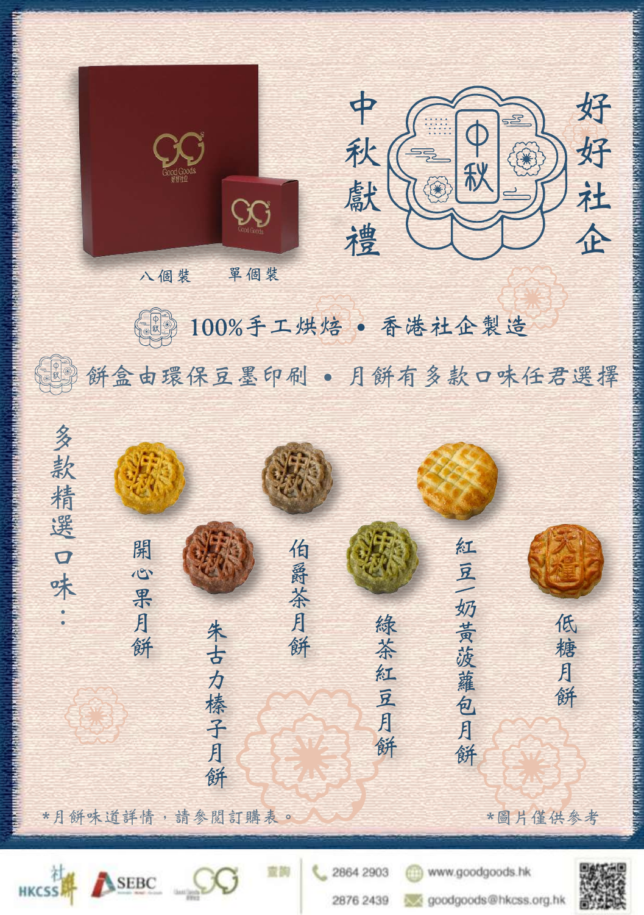# 中秋獻禮

## 好好社企

八個裝　單個裝

100%手工烘焙 • 香港社企製造

餅盒由環保豆墨印刷 • 月餅有多款口味任君選擇

### 多款精選口味：

- 開心果月餅
- 朱古力榛子月餅
- 伯爵茶月餅
- 綠茶紅豆月餅
- 紅豆/奶黃菠蘿包月餅
- 低糖月餅

*月餅味道詳情，請參閱訂購表。

*圖片僅供參考

查詢　2864 2903　2876 2439　www.goodgoods.hk　goodgoods@hkcss.org.hk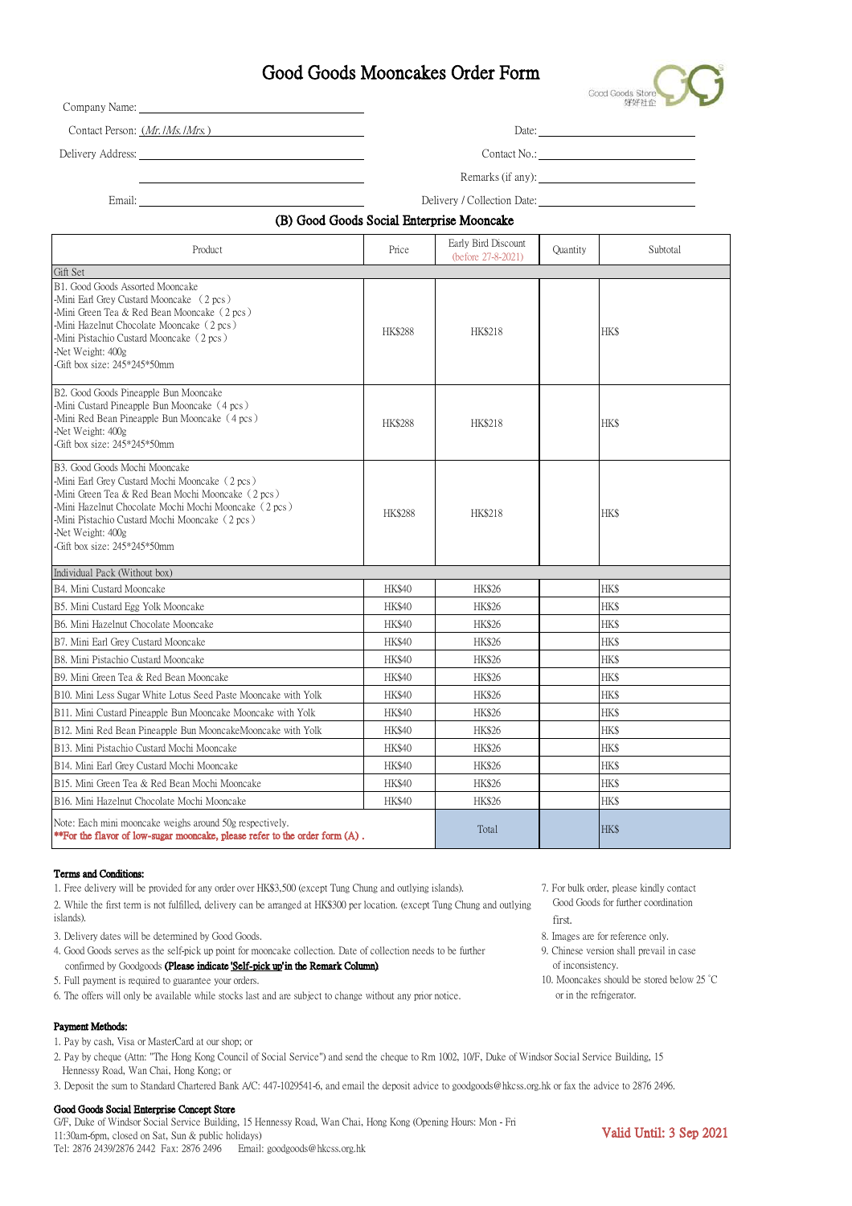# Good Goods Mooncakes Order Form

Good Goods Store 好好社企

Company Name: \_\_\_\_\_\_\_\_\_\_\_\_\_\_\_\_\_\_\_\_

Contact Person: (*Mr. /Ms. /Mrs.*) \_\_\_\_\_\_\_\_\_\_\_\_\_\_\_\_\_\_\_\_

Date: \_\_\_\_\_\_\_\_\_\_\_\_\_\_\_\_\_\_\_\_

Delivery Address: \_\_\_\_\_\_\_\_\_\_\_\_\_\_\_\_\_\_\_\_

Contact No.: \_\_\_\_\_\_\_\_\_\_\_\_\_\_\_\_\_\_\_\_

Remarks (if any): \_\_\_\_\_\_\_\_\_\_\_\_\_\_\_\_\_\_\_\_

Email: \_\_\_\_\_\_\_\_\_\_\_\_\_\_\_\_\_\_\_\_

Delivery / Collection Date: \_\_\_\_\_\_\_\_\_\_\_\_\_\_\_\_\_\_\_\_

## (B) Good Goods Social Enterprise Mooncake

| Product | Price | Early Bird Discount (before 27-8-2021) | Quantity | Subtotal |
|---|---|---|---|---|
| Gift Set | | | | |
| B1. Good Goods Assorted Mooncake<br>-Mini Earl Grey Custard Mooncake （2 pcs）<br>-Mini Green Tea & Red Bean Mooncake（2 pcs）<br>-Mini Hazelnut Chocolate Mooncake（2 pcs）<br>-Mini Pistachio Custard Mooncake（2 pcs）<br>-Net Weight: 400g<br>-Gift box size: 245*245*50mm | HK$288 | HK$218 | | HK$ |
| B2. Good Goods Pineapple Bun Mooncake<br>-Mini Custard Pineapple Bun Mooncake（4 pcs）<br>-Mini Red Bean Pineapple Bun Mooncake（4 pcs）<br>-Net Weight: 400g<br>-Gift box size: 245*245*50mm | HK$288 | HK$218 | | HK$ |
| B3. Good Goods Mochi Mooncake<br>-Mini Earl Grey Custard Mochi Mooncake（2 pcs）<br>-Mini Green Tea & Red Bean Mochi Mooncake（2 pcs）<br>-Mini Hazelnut Chocolate Mochi Mochi Mooncake（2 pcs）<br>-Mini Pistachio Custard Mochi Mooncake（2 pcs）<br>-Net Weight: 400g<br>-Gift box size: 245*245*50mm | HK$288 | HK$218 | | HK$ |
| Individual Pack (Without box) | | | | |
| B4. Mini Custard Mooncake | HK$40 | HK$26 | | HK$ |
| B5. Mini Custard Egg Yolk Mooncake | HK$40 | HK$26 | | HK$ |
| B6. Mini Hazelnut Chocolate Mooncake | HK$40 | HK$26 | | HK$ |
| B7. Mini Earl Grey Custard Mooncake | HK$40 | HK$26 | | HK$ |
| B8. Mini Pistachio Custard Mooncake | HK$40 | HK$26 | | HK$ |
| B9. Mini Green Tea & Red Bean Mooncake | HK$40 | HK$26 | | HK$ |
| B10. Mini Less Sugar White Lotus Seed Paste Mooncake with Yolk | HK$40 | HK$26 | | HK$ |
| B11. Mini Custard Pineapple Bun Mooncake Mooncake with Yolk | HK$40 | HK$26 | | HK$ |
| B12. Mini Red Bean Pineapple Bun MooncakeMooncake with Yolk | HK$40 | HK$26 | | HK$ |
| B13. Mini Pistachio Custard Mochi Mooncake | HK$40 | HK$26 | | HK$ |
| B14. Mini Earl Grey Custard Mochi Mooncake | HK$40 | HK$26 | | HK$ |
| B15. Mini Green Tea & Red Bean Mochi Mooncake | HK$40 | HK$26 | | HK$ |
| B16. Mini Hazelnut Chocolate Mochi Mooncake | HK$40 | HK$26 | | HK$ |
| Note: Each mini mooncake weighs around 50g respectively.<br>**For the flavor of low-sugar mooncake, please refer to the order form (A) . | | Total | | HK$ |

**Terms and Conditions:**

1. Free delivery will be provided for any order over HK$3,500 (except Tung Chung and outlying islands).
2. While the first term is not fulfilled, delivery can be arranged at HK$300 per location. (except Tung Chung and outlying islands).
3. Delivery dates will be determined by Good Goods.
4. Good Goods serves as the self-pick up point for mooncake collection. Date of collection needs to be further confirmed by Goodgoods **(Please indicate 'Self-pick up'in the Remark Column)**
5. Full payment is required to guarantee your orders.
6. The offers will only be available while stocks last and are subject to change without any prior notice.
7. For bulk order, please kindly contact Good Goods for further coordination first.
8. Images are for reference only.
9. Chinese version shall prevail in case of inconsistency.
10. Mooncakes should be stored below 25 ℃ or in the refrigerator.

**Payment Methods:**

1. Pay by cash, Visa or MasterCard at our shop; or
2. Pay by cheque (Attn: "The Hong Kong Council of Social Service") and send the cheque to Rm 1002, 10/F, Duke of Windsor Social Service Building, 15 Hennessy Road, Wan Chai, Hong Kong; or
3. Deposit the sum to Standard Chartered Bank A/C: 447-1029541-6, and email the deposit advice to goodgoods@hkcss.org.hk or fax the advice to 2876 2496.

**Good Goods Social Enterprise Concept Store**

G/F, Duke of Windsor Social Service Building, 15 Hennessy Road, Wan Chai, Hong Kong (Opening Hours: Mon - Fri 11:30am-6pm, closed on Sat, Sun & public holidays)

Tel: 2876 2439/2876 2442 Fax: 2876 2496 Email: goodgoods@hkcss.org.hk

Valid Until: 3 Sep 2021